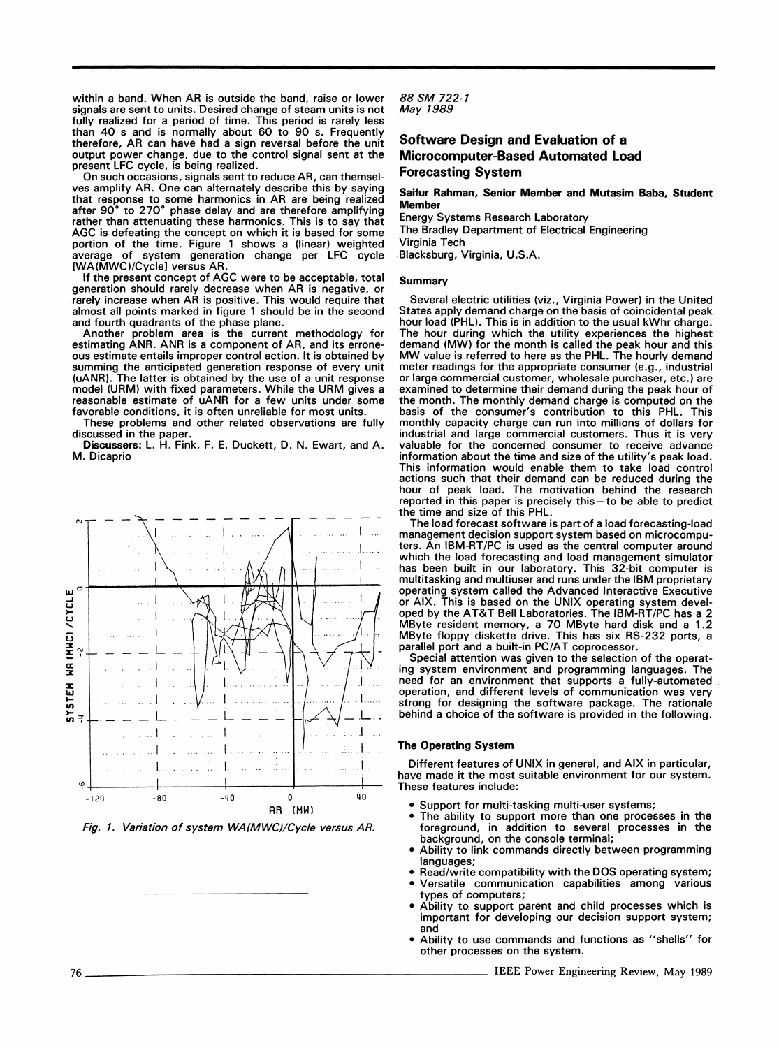within a band. When AR is outside the band, raise or lower signals are sent to units. Desired change of steam units is not fully realized for a period of time. This period is rarely less than 40 s and is normally about 60 to 90 s. Frequently therefore, AR can have had a sign reversal before the unit output power change, due to the control signal sent at the present LFC cycle, is being realized.

On such occasions, signals sent to reduce AR, can themselves amplify AR. One can alternately describe this by saying that response to some harmonics in AR are being realized after 90° to 270° phase delay and are therefore amplifying rather than attenuating these harmonics. This is to say that AGC is defeating the concept on which it is based for some portion of the time. Figure 1 shows a (linear) weighted average of system generation change per LFC cycle [WA(MWC)/Cycle] versus AR.

If the present concept of AGC were to be acceptable, total generation should rarely decrease when AR is negative, or rarely increase when AR is positive. This would require that almost all points marked in figure 1 should be in the second and fourth quadrants of the phase plane.

Another problem area is the current methodology for estimating ANR. ANR is a component of AR, and its erroneous estimate entails improper control action. It is obtained by summing the anticipated generation response of every unit (uANR). The latter is obtained by the use of a unit response model (URM) with fixed parameters. While the URM gives a reasonable estimate of uANR for a few units under some favorable conditions, it is often unreliable for most units.

These problems and other related observations are fully discussed in the paper.

**Discussers:** L. H. Fink, F. E. Duckett, D. N. Ewart, and A. M. Dicaprio

*Fig. 1. Variation of system WA(MWC)/Cycle versus AR.*

*88 SM 722-1*
*May 1989*

## Software Design and Evaluation of a Microcomputer-Based Automated Load Forecasting System

**Saifur Rahman, Senior Member and Mutasim Baba, Student Member**

Energy Systems Research Laboratory
The Bradley Department of Electrical Engineering
Virginia Tech
Blacksburg, Virginia, U.S.A.

### Summary

Several electric utilities (viz., Virginia Power) in the United States apply demand charge on the basis of coincidental peak hour load (PHL). This is in addition to the usual kWhr charge. The hour during which the utility experiences the highest demand (MW) for the month is called the peak hour and this MW value is referred to here as the PHL. The hourly demand meter readings for the appropriate consumer (e.g., industrial or large commercial customer, wholesale purchaser, etc.) are examined to determine their demand during the peak hour of the month. The monthly demand charge is computed on the basis of the consumer's contribution to this PHL. This monthly capacity charge can run into millions of dollars for industrial and large commercial customers. Thus it is very valuable for the concerned consumer to receive advance information about the time and size of the utility's peak load. This information would enable them to take load control actions such that their demand can be reduced during the hour of peak load. The motivation behind the research reported in this paper is precisely this—to be able to predict the time and size of this PHL.

The load forecast software is part of a load forecasting-load management decision support system based on microcomputers. An IBM-RT/PC is used as the central computer around which the load forecasting and load management simulator has been built in our laboratory. This 32-bit computer is multitasking and multiuser and runs under the IBM proprietary operating system called the Advanced Interactive Executive or AIX. This is based on the UNIX operating system developed by the AT&T Bell Laboratories. The IBM-RT/PC has a 2 MByte resident memory, a 70 MByte hard disk and a 1.2 MByte floppy diskette drive. This has six RS-232 ports, a parallel port and a built-in PC/AT coprocessor.

Special attention was given to the selection of the operating system environment and programming languages. The need for an environment that supports a fully-automated operation, and different levels of communication was very strong for designing the software package. The rationale behind a choice of the software is provided in the following.

### The Operating System

Different features of UNIX in general, and AIX in particular, have made it the most suitable environment for our system. These features include:

- Support for multi-tasking multi-user systems;
- The ability to support more than one processes in the foreground, in addition to several processes in the background, on the console terminal;
- Ability to link commands directly between programming languages;
- Read/write compatibility with the DOS operating system;
- Versatile communication capabilities among various types of computers;
- Ability to support parent and child processes which is important for developing our decision support system; and
- Ability to use commands and functions as "shells" for other processes on the system.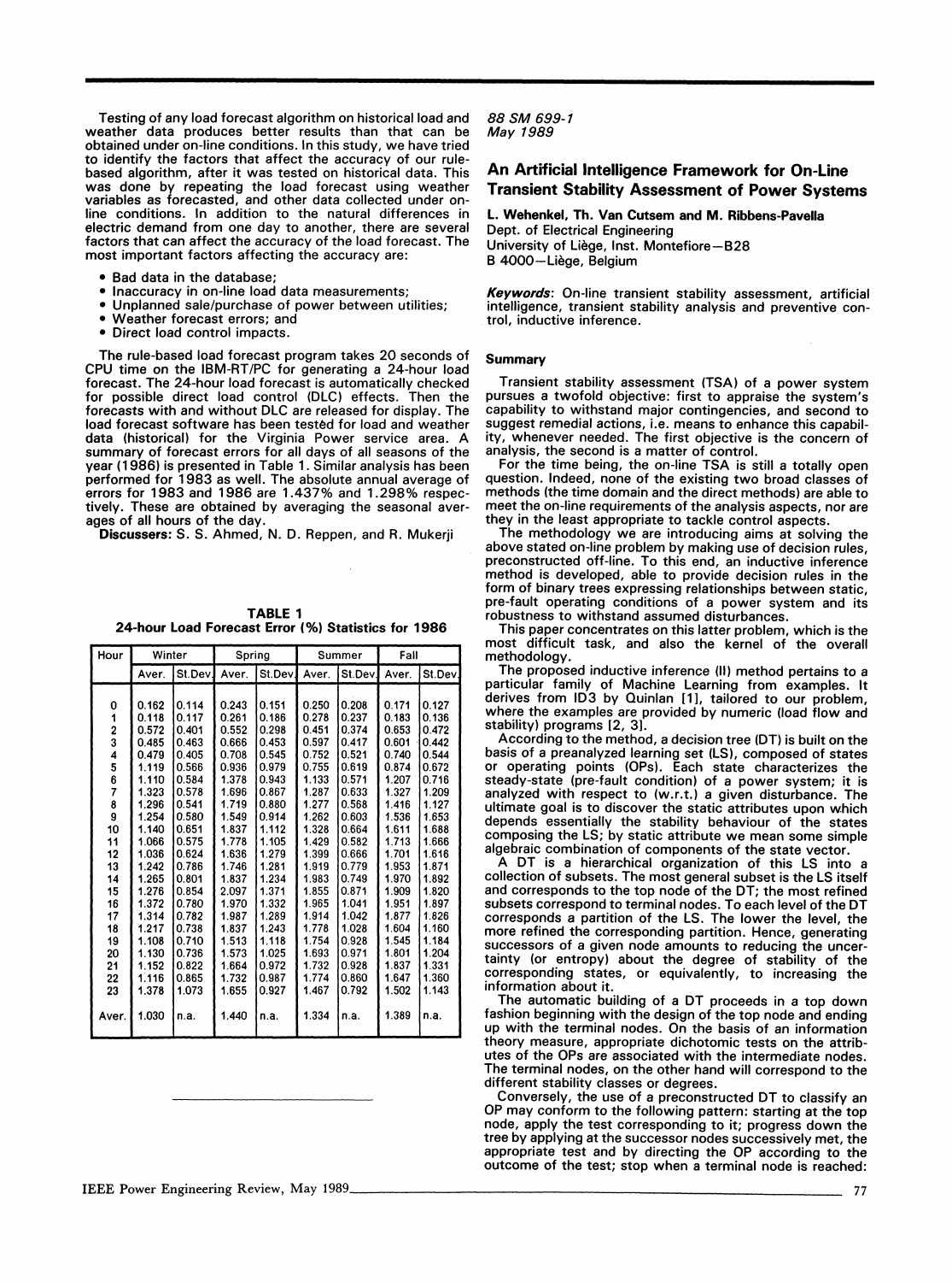Testing of any load forecast algorithm on historical load and weather data produces better results than that can be obtained under on-line conditions. In this study, we have tried to identify the factors that affect the accuracy of our rule-based algorithm, after it was tested on historical data. This was done by repeating the load forecast using weather variables as forecasted, and other data collected under on-line conditions. In addition to the natural differences in electric demand from one day to another, there are several factors that can affect the accuracy of the load forecast. The most important factors affecting the accuracy are:

- Bad data in the database;
- Inaccuracy in on-line load data measurements;
- Unplanned sale/purchase of power between utilities;
- Weather forecast errors; and
- Direct load control impacts.

The rule-based load forecast program takes 20 seconds of CPU time on the IBM-RT/PC for generating a 24-hour load forecast. The 24-hour load forecast is automatically checked for possible direct load control (DLC) effects. Then the forecasts with and without DLC are released for display. The load forecast software has been tested for load and weather data (historical) for the Virginia Power service area. A summary of forecast errors for all days of all seasons of the year (1986) is presented in Table 1. Similar analysis has been performed for 1983 as well. The absolute annual average of errors for 1983 and 1986 are 1.437% and 1.298% respectively. These are obtained by averaging the seasonal averages of all hours of the day.

**Discussers:** S. S. Ahmed, N. D. Reppen, and R. Mukerji

**TABLE 1**
**24-hour Load Forecast Error (%) Statistics for 1986**

| Hour | Winter | | Spring | | Summer | | Fall | |
|---|---|---|---|---|---|---|---|---|
| | Aver. | St.Dev. | Aver. | St.Dev. | Aver. | St.Dev. | Aver. | St.Dev. |
| 0 | 0.162 | 0.114 | 0.243 | 0.151 | 0.250 | 0.208 | 0.171 | 0.127 |
| 1 | 0.118 | 0.117 | 0.261 | 0.186 | 0.278 | 0.237 | 0.183 | 0.136 |
| 2 | 0.572 | 0.401 | 0.552 | 0.298 | 0.451 | 0.374 | 0.653 | 0.472 |
| 3 | 0.485 | 0.463 | 0.666 | 0.453 | 0.597 | 0.417 | 0.601 | 0.442 |
| 4 | 0.479 | 0.405 | 0.708 | 0.545 | 0.752 | 0.521 | 0.740 | 0.544 |
| 5 | 1.119 | 0.566 | 0.936 | 0.979 | 0.755 | 0.619 | 0.874 | 0.672 |
| 6 | 1.110 | 0.584 | 1.378 | 0.943 | 1.133 | 0.571 | 1.207 | 0.716 |
| 7 | 1.323 | 0.578 | 1.696 | 0.867 | 1.287 | 0.633 | 1.327 | 1.209 |
| 8 | 1.296 | 0.541 | 1.719 | 0.880 | 1.277 | 0.568 | 1.416 | 1.127 |
| 9 | 1.254 | 0.580 | 1.549 | 0.914 | 1.262 | 0.603 | 1.536 | 1.653 |
| 10 | 1.140 | 0.651 | 1.837 | 1.112 | 1.328 | 0.664 | 1.611 | 1.688 |
| 11 | 1.066 | 0.575 | 1.778 | 1.105 | 1.429 | 0.582 | 1.713 | 1.666 |
| 12 | 1.036 | 0.624 | 1.636 | 1.279 | 1.399 | 0.666 | 1.701 | 1.616 |
| 13 | 1.242 | 0.786 | 1.746 | 1.281 | 1.919 | 0.779 | 1.953 | 1.871 |
| 14 | 1.265 | 0.801 | 1.837 | 1.234 | 1.983 | 0.749 | 1.970 | 1.892 |
| 15 | 1.276 | 0.854 | 2.097 | 1.371 | 1.855 | 0.871 | 1.909 | 1.820 |
| 16 | 1.372 | 0.780 | 1.970 | 1.332 | 1.965 | 1.041 | 1.951 | 1.897 |
| 17 | 1.314 | 0.782 | 1.987 | 1.289 | 1.914 | 1.042 | 1.877 | 1.826 |
| 18 | 1.217 | 0.738 | 1.837 | 1.243 | 1.778 | 1.028 | 1.604 | 1.160 |
| 19 | 1.108 | 0.710 | 1.513 | 1.118 | 1.754 | 0.928 | 1.545 | 1.184 |
| 20 | 1.130 | 0.736 | 1.573 | 1.025 | 1.693 | 0.971 | 1.801 | 1.204 |
| 21 | 1.152 | 0.822 | 1.664 | 0.972 | 1.732 | 0.928 | 1.837 | 1.331 |
| 22 | 1.116 | 0.865 | 1.732 | 0.987 | 1.774 | 0.860 | 1.647 | 1.360 |
| 23 | 1.378 | 1.073 | 1.655 | 0.927 | 1.467 | 0.792 | 1.502 | 1.143 |
| Aver. | 1.030 | n.a. | 1.440 | n.a. | 1.334 | n.a. | 1.389 | n.a. |

*88 SM 699-1*
*May 1989*

## An Artificial Intelligence Framework for On-Line Transient Stability Assessment of Power Systems

**L. Wehenkel, Th. Van Cutsem and M. Ribbens-Pavella**
Dept. of Electrical Engineering
University of Liège, Inst. Montefiore—B28
B 4000—Liège, Belgium

***Keywords***: On-line transient stability assessment, artificial intelligence, transient stability analysis and preventive control, inductive inference.

### Summary

Transient stability assessment (TSA) of a power system pursues a twofold objective: first to appraise the system's capability to withstand major contingencies, and second to suggest remedial actions, i.e. means to enhance this capability, whenever needed. The first objective is the concern of analysis, the second is a matter of control.

For the time being, the on-line TSA is still a totally open question. Indeed, none of the existing two broad classes of methods (the time domain and the direct methods) are able to meet the on-line requirements of the analysis aspects, nor are they in the least appropriate to tackle control aspects.

The methodology we are introducing aims at solving the above stated on-line problem by making use of decision rules, preconstructed off-line. To this end, an inductive inference method is developed, able to provide decision rules in the form of binary trees expressing relationships between static, pre-fault operating conditions of a power system and its robustness to withstand assumed disturbances.

This paper concentrates on this latter problem, which is the most difficult task, and also the kernel of the overall methodology.

The proposed inductive inference (II) method pertains to a particular family of Machine Learning from examples. It derives from ID3 by Quinlan [1], tailored to our problem, where the examples are provided by numeric (load flow and stability) programs [2, 3].

According to the method, a decision tree (DT) is built on the basis of a preanalyzed learning set (LS), composed of states or operating points (OPs). Each state characterizes the steady-state (pre-fault condition) of a power system; it is analyzed with respect to (w.r.t.) a given disturbance. The ultimate goal is to discover the static attributes upon which depends essentially the stability behaviour of the states composing the LS; by static attribute we mean some simple algebraic combination of components of the state vector.

A DT is a hierarchical organization of this LS into a collection of subsets. The most general subset is the LS itself and corresponds to the top node of the DT; the most refined subsets correspond to terminal nodes. To each level of the DT corresponds a partition of the LS. The lower the level, the more refined the corresponding partition. Hence, generating successors of a given node amounts to reducing the uncertainty (or entropy) about the degree of stability of the corresponding states, or equivalently, to increasing the information about it.

The automatic building of a DT proceeds in a top down fashion beginning with the design of the top node and ending up with the terminal nodes. On the basis of an information theory measure, appropriate dichotomic tests on the attributes of the OPs are associated with the intermediate nodes. The terminal nodes, on the other hand will correspond to the different stability classes or degrees.

Conversely, the use of a preconstructed DT to classify an OP may conform to the following pattern: starting at the top node, apply the test corresponding to it; progress down the tree by applying at the successor nodes successively met, the appropriate test and by directing the OP according to the outcome of the test; stop when a terminal node is reached: